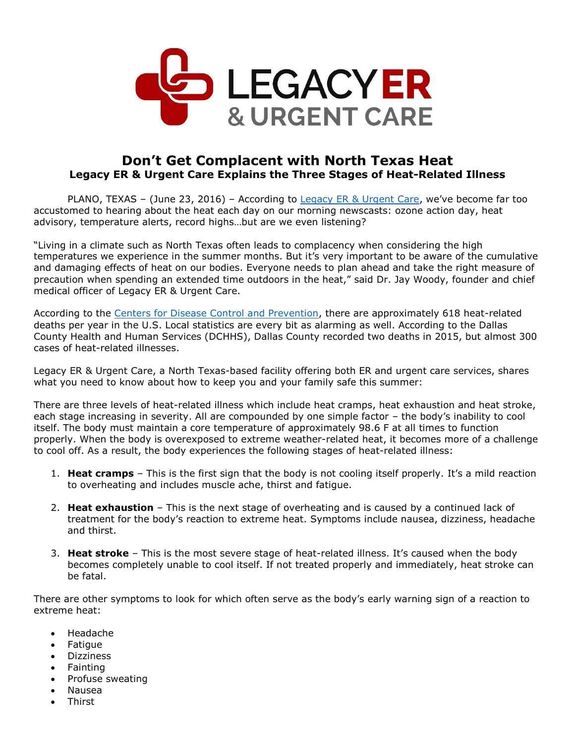LEGACY ER & URGENT CARE

# Don't Get Complacent with North Texas Heat

## Legacy ER & Urgent Care Explains the Three Stages of Heat-Related Illness

PLANO, TEXAS – (June 23, 2016) – According to [Legacy ER & Urgent Care](), we've become far too accustomed to hearing about the heat each day on our morning newscasts: ozone action day, heat advisory, temperature alerts, record highs…but are we even listening?

"Living in a climate such as North Texas often leads to complacency when considering the high temperatures we experience in the summer months. But it's very important to be aware of the cumulative and damaging effects of heat on our bodies. Everyone needs to plan ahead and take the right measure of precaution when spending an extended time outdoors in the heat," said Dr. Jay Woody, founder and chief medical officer of Legacy ER & Urgent Care.

According to the [Centers for Disease Control and Prevention](), there are approximately 618 heat-related deaths per year in the U.S. Local statistics are every bit as alarming as well. According to the Dallas County Health and Human Services (DCHHS), Dallas County recorded two deaths in 2015, but almost 300 cases of heat-related illnesses.

Legacy ER & Urgent Care, a North Texas-based facility offering both ER and urgent care services, shares what you need to know about how to keep you and your family safe this summer:

There are three levels of heat-related illness which include heat cramps, heat exhaustion and heat stroke, each stage increasing in severity. All are compounded by one simple factor – the body's inability to cool itself. The body must maintain a core temperature of approximately 98.6 F at all times to function properly. When the body is overexposed to extreme weather-related heat, it becomes more of a challenge to cool off. As a result, the body experiences the following stages of heat-related illness:

1. **Heat cramps** – This is the first sign that the body is not cooling itself properly. It's a mild reaction to overheating and includes muscle ache, thirst and fatigue.

2. **Heat exhaustion** – This is the next stage of overheating and is caused by a continued lack of treatment for the body's reaction to extreme heat. Symptoms include nausea, dizziness, headache and thirst.

3. **Heat stroke** – This is the most severe stage of heat-related illness. It's caused when the body becomes completely unable to cool itself. If not treated properly and immediately, heat stroke can be fatal.

There are other symptoms to look for which often serve as the body's early warning sign of a reaction to extreme heat:

- Headache
- Fatigue
- Dizziness
- Fainting
- Profuse sweating
- Nausea
- Thirst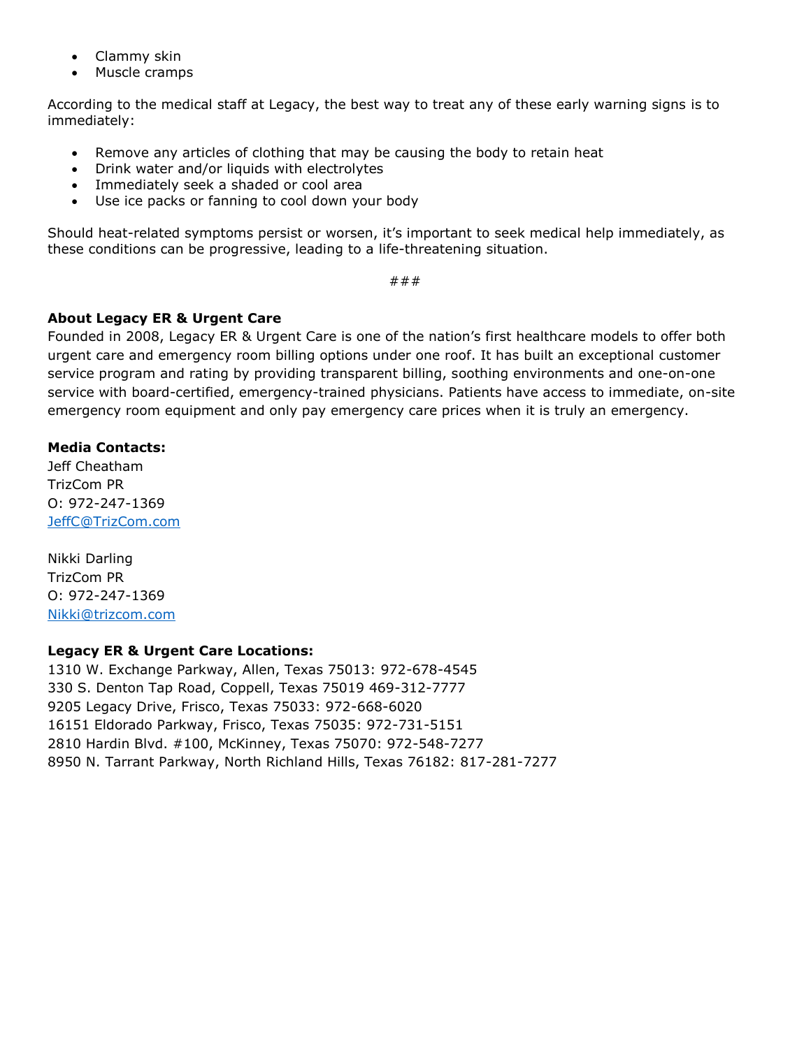- Clammy skin
- Muscle cramps

According to the medical staff at Legacy, the best way to treat any of these early warning signs is to immediately:

- Remove any articles of clothing that may be causing the body to retain heat
- Drink water and/or liquids with electrolytes
- Immediately seek a shaded or cool area
- Use ice packs or fanning to cool down your body

Should heat-related symptoms persist or worsen, it's important to seek medical help immediately, as these conditions can be progressive, leading to a life-threatening situation.

###

**About Legacy ER & Urgent Care**
Founded in 2008, Legacy ER & Urgent Care is one of the nation's first healthcare models to offer both urgent care and emergency room billing options under one roof. It has built an exceptional customer service program and rating by providing transparent billing, soothing environments and one-on-one service with board-certified, emergency-trained physicians. Patients have access to immediate, on-site emergency room equipment and only pay emergency care prices when it is truly an emergency.

**Media Contacts:**
Jeff Cheatham
TrizCom PR
O: 972-247-1369
JeffC@TrizCom.com

Nikki Darling
TrizCom PR
O: 972-247-1369
Nikki@trizcom.com

**Legacy ER & Urgent Care Locations:**
1310 W. Exchange Parkway, Allen, Texas 75013: 972-678-4545
330 S. Denton Tap Road, Coppell, Texas 75019 469-312-7777
9205 Legacy Drive, Frisco, Texas 75033: 972-668-6020
16151 Eldorado Parkway, Frisco, Texas 75035: 972-731-5151
2810 Hardin Blvd. #100, McKinney, Texas 75070: 972-548-7277
8950 N. Tarrant Parkway, North Richland Hills, Texas 76182: 817-281-7277